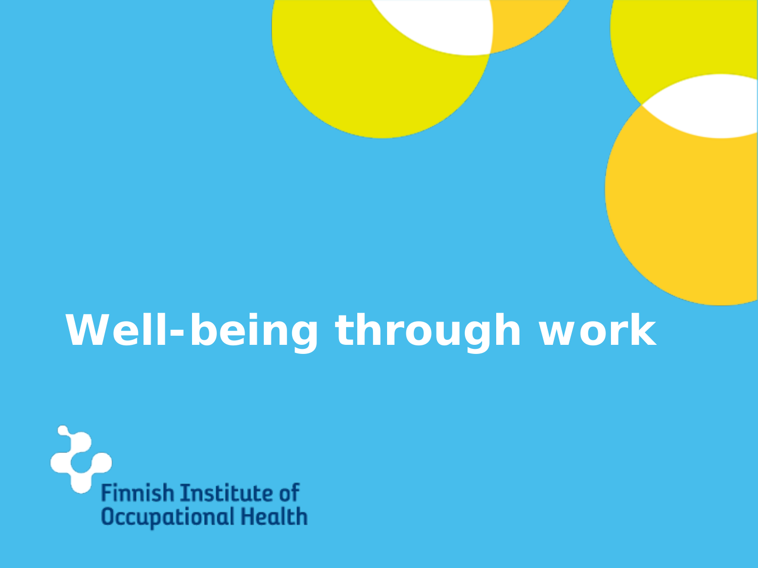# Well-being through work

Finnish Institute of Occupational Health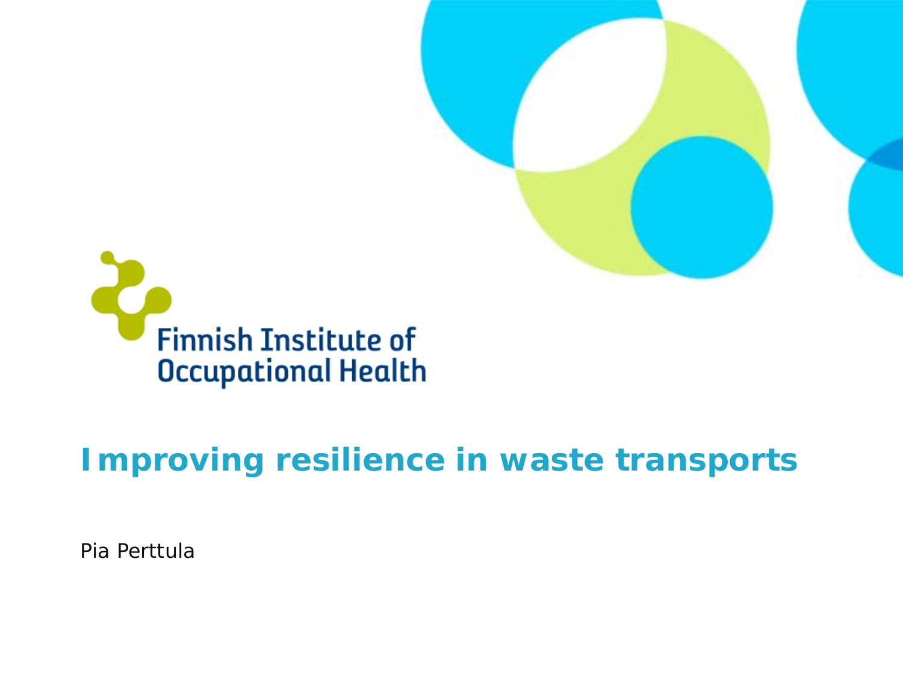Finnish Institute of Occupational Health

# Improving resilience in waste transports

Pia Perttula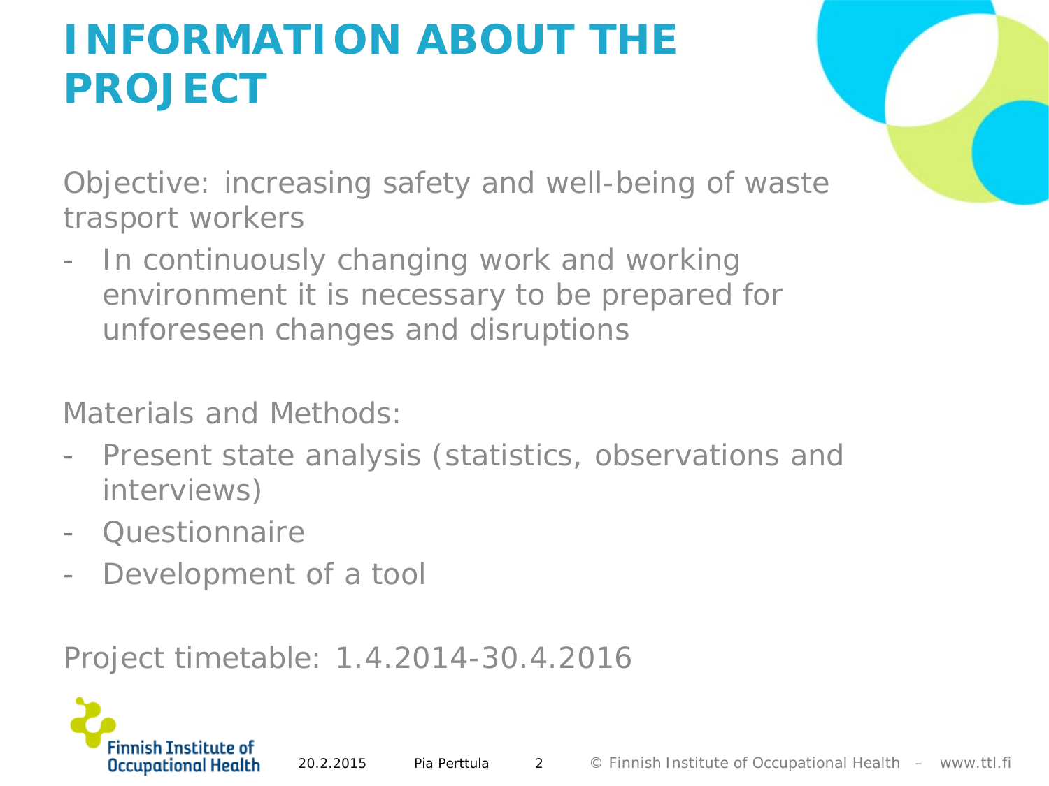# INFORMATION ABOUT THE PROJECT

Objective: increasing safety and well-being of waste trasport workers

- In continuously changing work and working environment it is necessary to be prepared for unforeseen changes and disruptions

Materials and Methods:

- Present state analysis (statistics, observations and interviews)
- Questionnaire
- Development of a tool

Project timetable: 1.4.2014-30.4.2016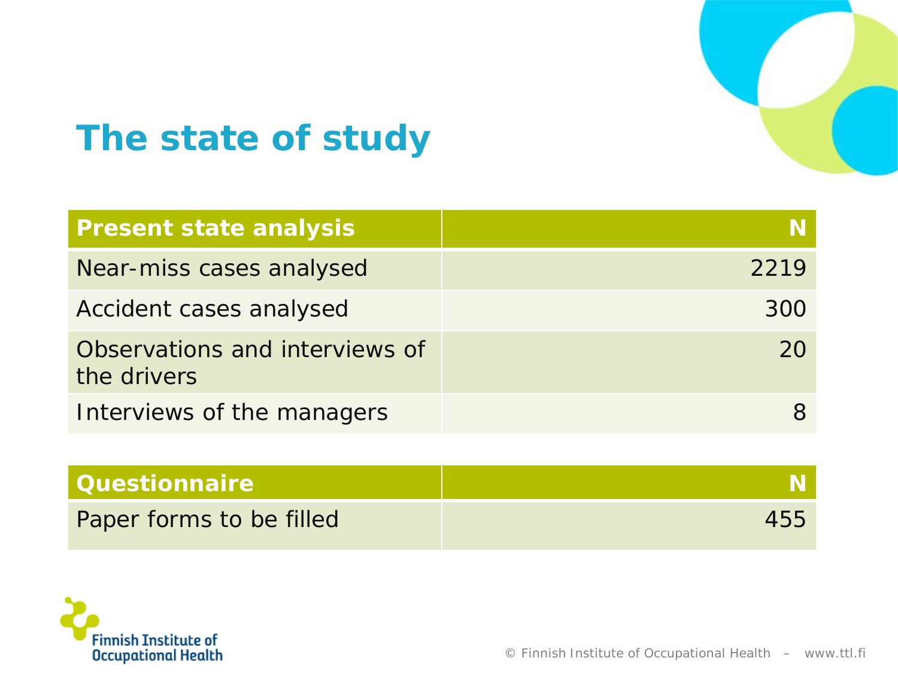# The state of study

| Present state analysis | N |
|---|---|
| Near-miss cases analysed | 2219 |
| Accident cases analysed | 300 |
| Observations and interviews of the drivers | 20 |
| Interviews of the managers | 8 |

| Questionnaire | N |
|---|---|
| Paper forms to be filled | 455 |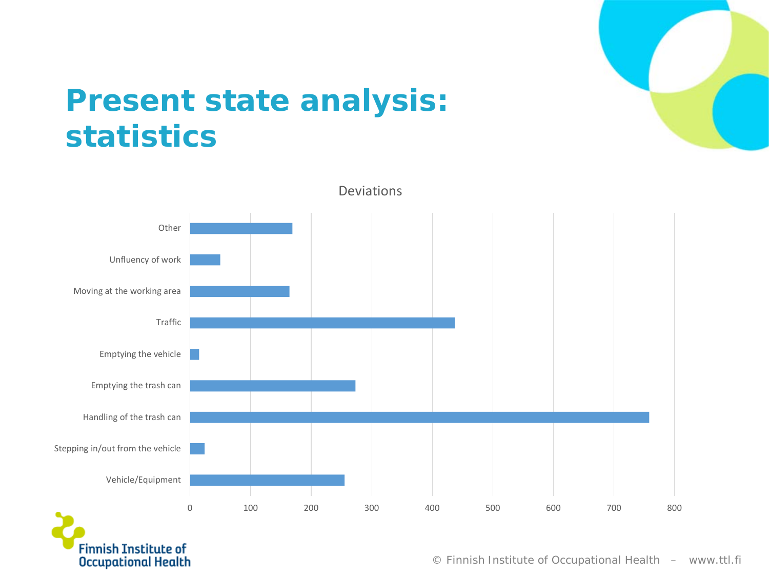# Present state analysis: statistics

Deviations

| Category | Value (approx.) |
|---|---|
| Other | 169 |
| Unfluency of work | 50 |
| Moving at the working area | 164 |
| Traffic | 437 |
| Emptying the vehicle | 15 |
| Emptying the trash can | 273 |
| Handling of the trash can | 758 |
| Stepping in/out from the vehicle | 24 |
| Vehicle/Equipment | 255 |

0 100 200 300 400 500 600 700 800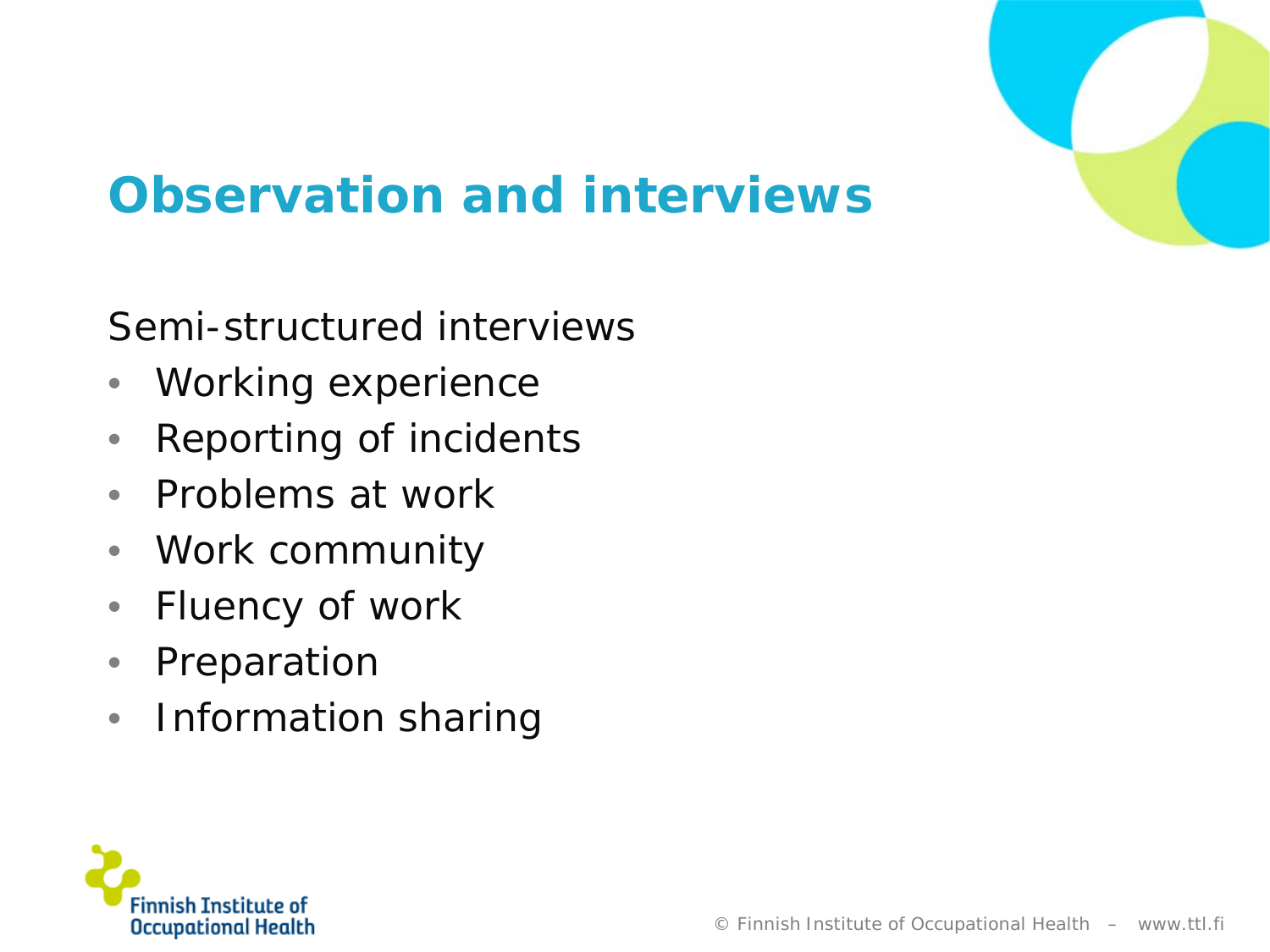# Observation and interviews

Semi-structured interviews

- Working experience
- Reporting of incidents
- Problems at work
- Work community
- Fluency of work
- Preparation
- Information sharing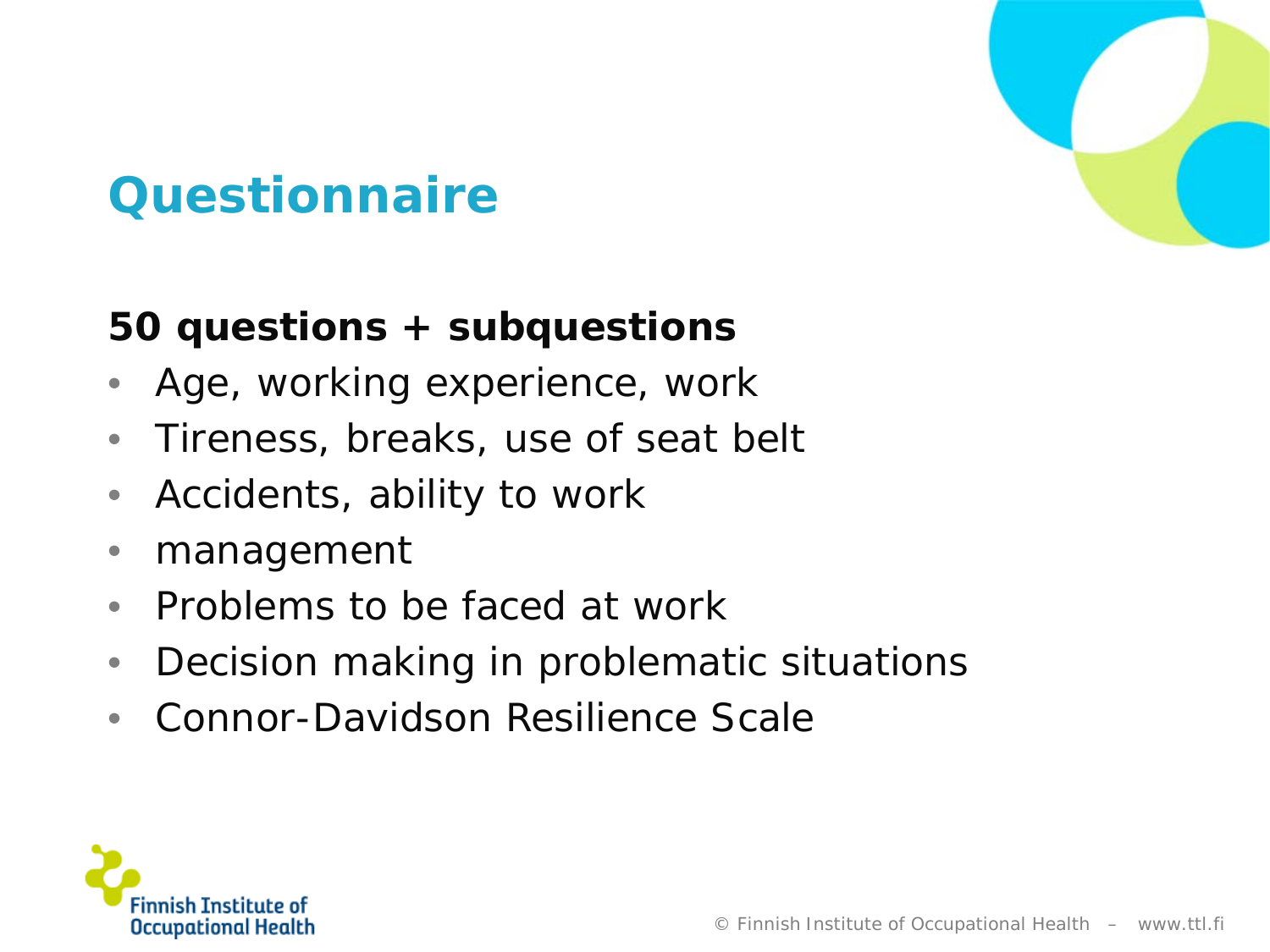# Questionnaire

**50 questions + subquestions**

- Age, working experience, work
- Tireness, breaks, use of seat belt
- Accidents, ability to work
- management
- Problems to be faced at work
- Decision making in problematic situations
- Connor-Davidson Resilience Scale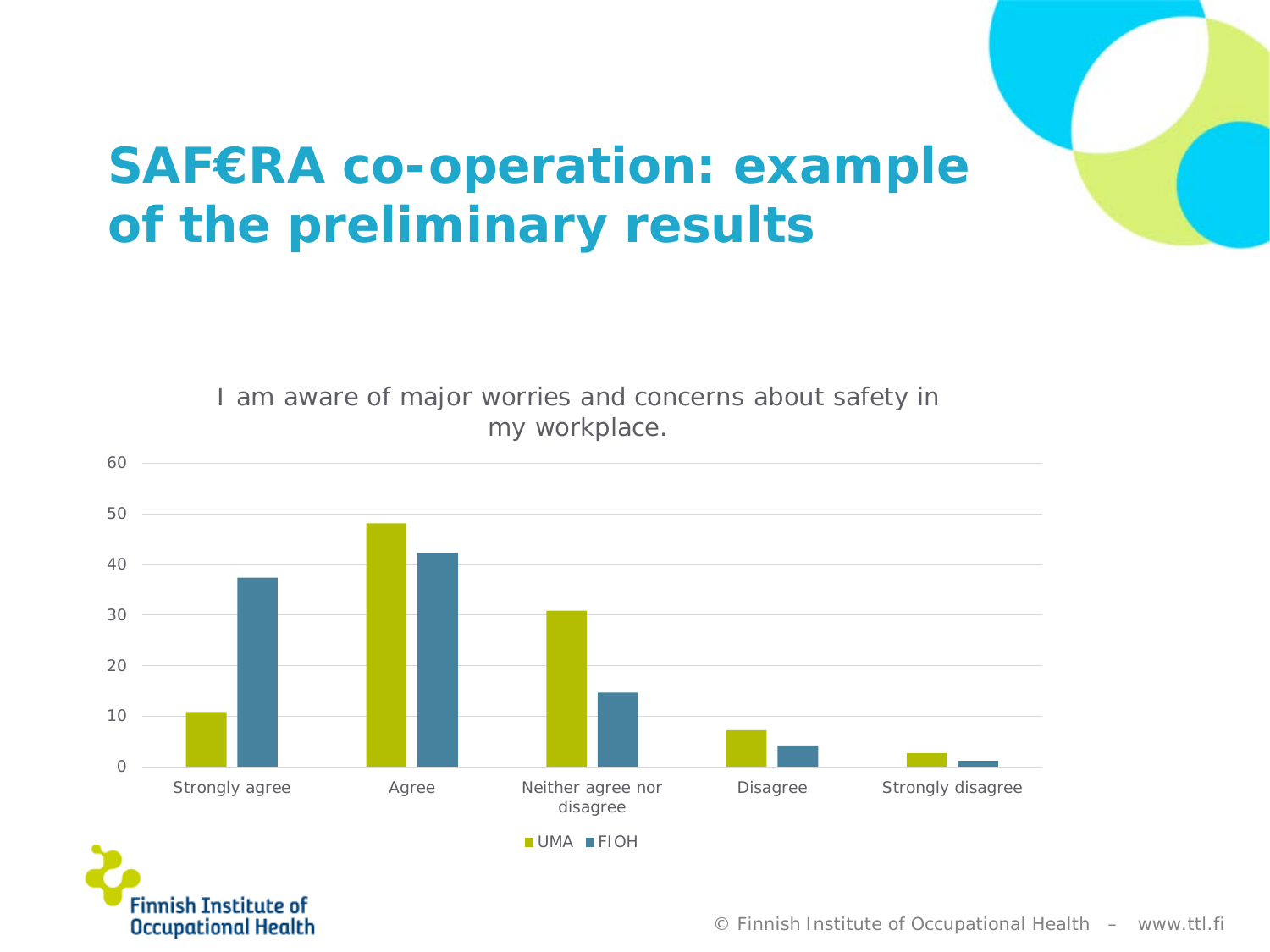# SAF€RA co-operation: example of the preliminary results

I am aware of major worries and concerns about safety in my workplace.

| | UMA | FIOH |
|---|---|---|
| Strongly agree | 11 | 37.5 |
| Agree | 48 | 42 |
| Neither agree nor disagree | 31 | 14.5 |
| Disagree | 7 | 4 |
| Strongly disagree | 2.5 | 1 |

© Finnish Institute of Occupational Health – www.ttl.fi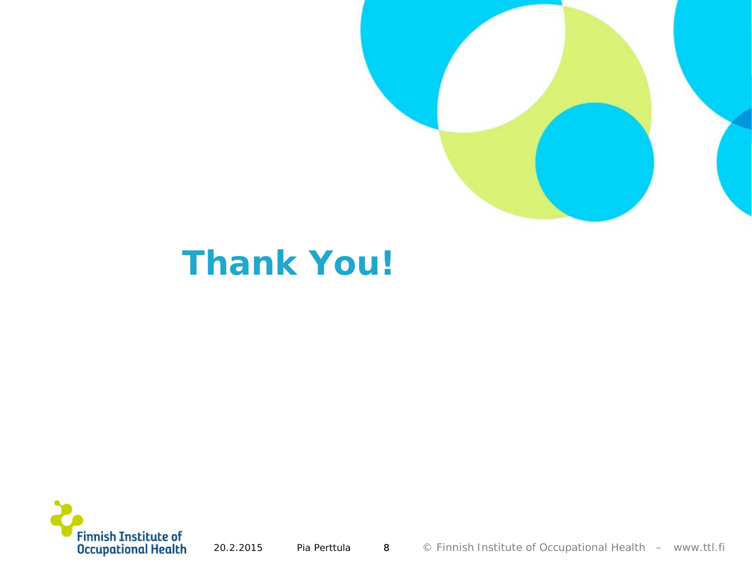# Thank You!